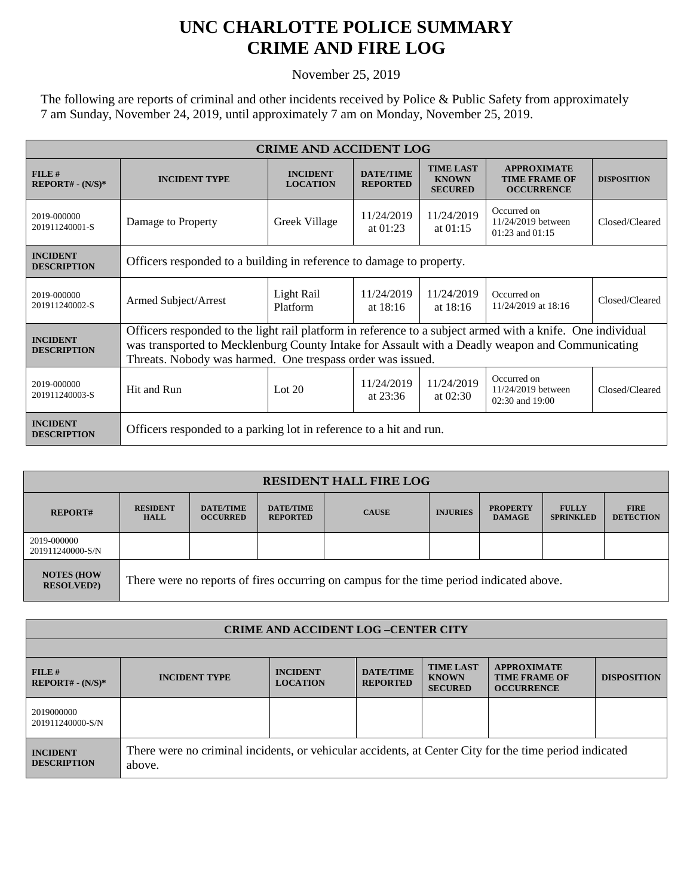# UNC CHARLOTTE POLICE SUMMARY
# CRIME AND FIRE LOG

November 25, 2019

The following are reports of criminal and other incidents received by Police & Public Safety from approximately 7 am Sunday, November 24, 2019, until approximately 7 am on Monday, November 25, 2019.

| CRIME AND ACCIDENT LOG | | | | | | |
|---|---|---|---|---|---|---|
| **FILE # REPORT# - (N/S)*** | **INCIDENT TYPE** | **INCIDENT LOCATION** | **DATE/TIME REPORTED** | **TIME LAST KNOWN SECURED** | **APPROXIMATE TIME FRAME OF OCCURRENCE** | **DISPOSITION** |
| 2019-000000 201911240001-S | Damage to Property | Greek Village | 11/24/2019 at 01:23 | 11/24/2019 at 01:15 | Occurred on 11/24/2019 between 01:23 and 01:15 | Closed/Cleared |
| **INCIDENT DESCRIPTION** | Officers responded to a building in reference to damage to property. | | | | | |
| 2019-000000 201911240002-S | Armed Subject/Arrest | Light Rail Platform | 11/24/2019 at 18:16 | 11/24/2019 at 18:16 | Occurred on 11/24/2019 at 18:16 | Closed/Cleared |
| **INCIDENT DESCRIPTION** | Officers responded to the light rail platform in reference to a subject armed with a knife. One individual was transported to Mecklenburg County Intake for Assault with a Deadly weapon and Communicating Threats. Nobody was harmed. One trespass order was issued. | | | | | |
| 2019-000000 201911240003-S | Hit and Run | Lot 20 | 11/24/2019 at 23:36 | 11/24/2019 at 02:30 | Occurred on 11/24/2019 between 02:30 and 19:00 | Closed/Cleared |
| **INCIDENT DESCRIPTION** | Officers responded to a parking lot in reference to a hit and run. | | | | | |

| RESIDENT HALL FIRE LOG | | | | | | | | |
|---|---|---|---|---|---|---|---|---|
| **REPORT#** | **RESIDENT HALL** | **DATE/TIME OCCURRED** | **DATE/TIME REPORTED** | **CAUSE** | **INJURIES** | **PROPERTY DAMAGE** | **FULLY SPRINKLED** | **FIRE DETECTION** |
| 2019-000000 201911240000-S/N | | | | | | | | |
| **NOTES (HOW RESOLVED?)** | There were no reports of fires occurring on campus for the time period indicated above. | | | | | | | |

| CRIME AND ACCIDENT LOG –CENTER CITY | | | | | | |
|---|---|---|---|---|---|---|
| **FILE # REPORT# - (N/S)*** | **INCIDENT TYPE** | **INCIDENT LOCATION** | **DATE/TIME REPORTED** | **TIME LAST KNOWN SECURED** | **APPROXIMATE TIME FRAME OF OCCURRENCE** | **DISPOSITION** |
| 2019000000 201911240000-S/N | | | | | | |
| **INCIDENT DESCRIPTION** | There were no criminal incidents, or vehicular accidents, at Center City for the time period indicated above. | | | | | |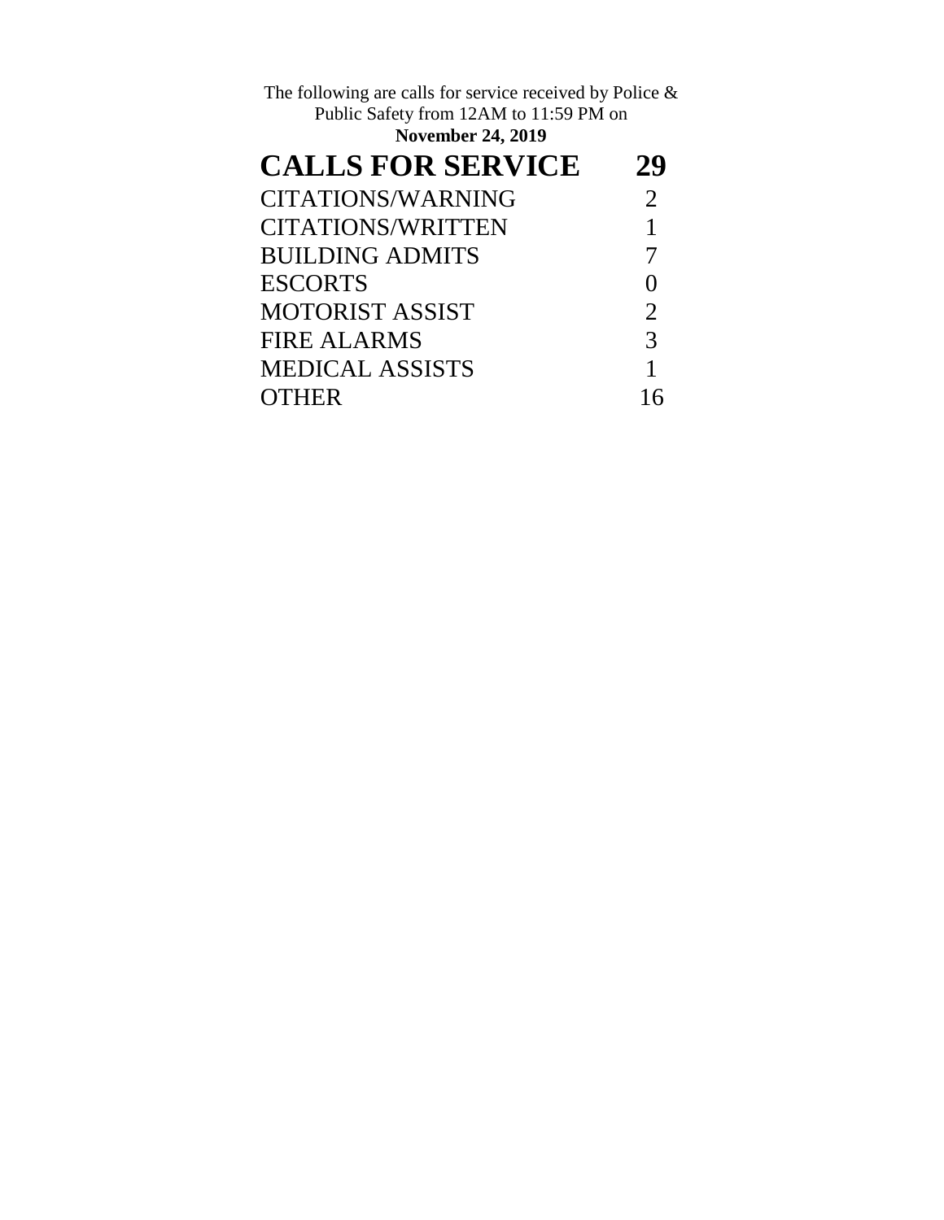The following are calls for service received by Police & Public Safety from 12AM to 11:59 PM on

**November 24, 2019**

| | |
|---|---|
| **CALLS FOR SERVICE** | **29** |
| CITATIONS/WARNING | 2 |
| CITATIONS/WRITTEN | 1 |
| BUILDING ADMITS | 7 |
| ESCORTS | 0 |
| MOTORIST ASSIST | 2 |
| FIRE ALARMS | 3 |
| MEDICAL ASSISTS | 1 |
| OTHER | 16 |